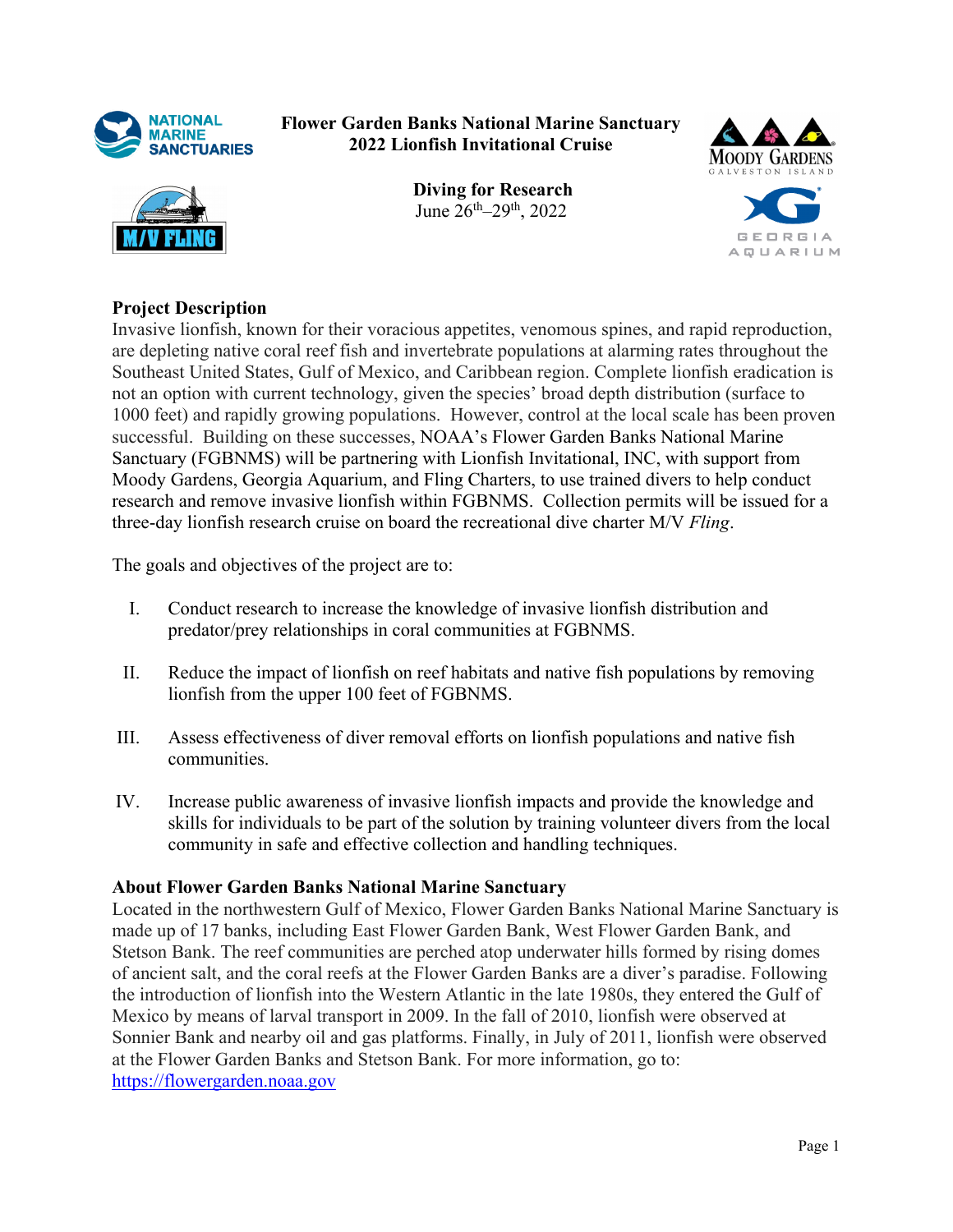**Flower Garden Banks National Marine Sanctuary**
**2022 Lionfish Invitational Cruise**

**Diving for Research**
June 26th–29th, 2022

## Project Description

Invasive lionfish, known for their voracious appetites, venomous spines, and rapid reproduction, are depleting native coral reef fish and invertebrate populations at alarming rates throughout the Southeast United States, Gulf of Mexico, and Caribbean region. Complete lionfish eradication is not an option with current technology, given the species' broad depth distribution (surface to 1000 feet) and rapidly growing populations. However, control at the local scale has been proven successful. Building on these successes, NOAA's Flower Garden Banks National Marine Sanctuary (FGBNMS) will be partnering with Lionfish Invitational, INC, with support from Moody Gardens, Georgia Aquarium, and Fling Charters, to use trained divers to help conduct research and remove invasive lionfish within FGBNMS. Collection permits will be issued for a three-day lionfish research cruise on board the recreational dive charter M/V *Fling*.

The goals and objectives of the project are to:

I. Conduct research to increase the knowledge of invasive lionfish distribution and predator/prey relationships in coral communities at FGBNMS.

II. Reduce the impact of lionfish on reef habitats and native fish populations by removing lionfish from the upper 100 feet of FGBNMS.

III. Assess effectiveness of diver removal efforts on lionfish populations and native fish communities.

IV. Increase public awareness of invasive lionfish impacts and provide the knowledge and skills for individuals to be part of the solution by training volunteer divers from the local community in safe and effective collection and handling techniques.

## About Flower Garden Banks National Marine Sanctuary

Located in the northwestern Gulf of Mexico, Flower Garden Banks National Marine Sanctuary is made up of 17 banks, including East Flower Garden Bank, West Flower Garden Bank, and Stetson Bank. The reef communities are perched atop underwater hills formed by rising domes of ancient salt, and the coral reefs at the Flower Garden Banks are a diver's paradise. Following the introduction of lionfish into the Western Atlantic in the late 1980s, they entered the Gulf of Mexico by means of larval transport in 2009. In the fall of 2010, lionfish were observed at Sonnier Bank and nearby oil and gas platforms. Finally, in July of 2011, lionfish were observed at the Flower Garden Banks and Stetson Bank. For more information, go to: [https://flowergarden.noaa.gov](https://flowergarden.noaa.gov)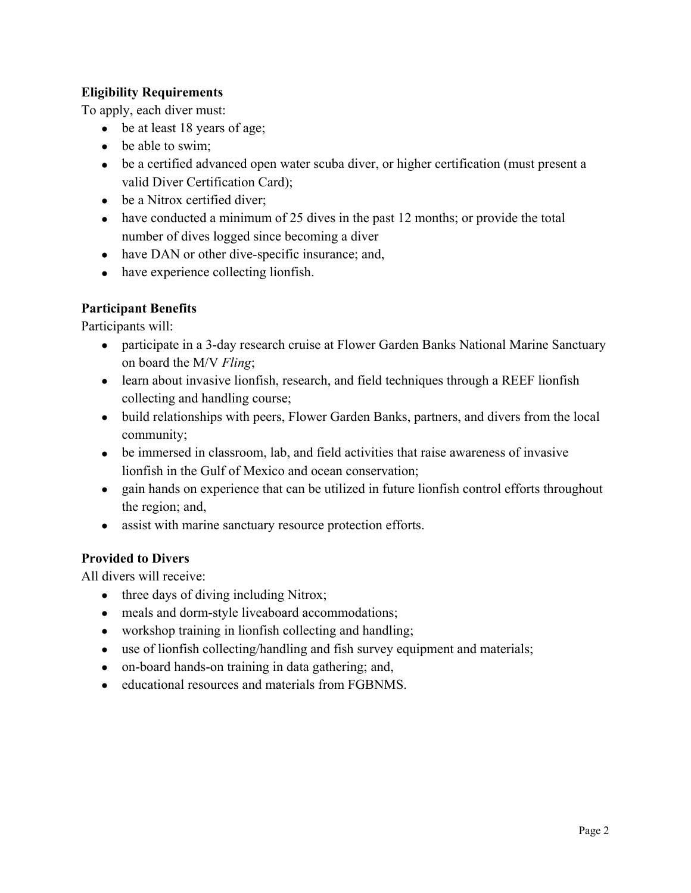**Eligibility Requirements**

To apply, each diver must:

- be at least 18 years of age;
- be able to swim;
- be a certified advanced open water scuba diver, or higher certification (must present a valid Diver Certification Card);
- be a Nitrox certified diver;
- have conducted a minimum of 25 dives in the past 12 months; or provide the total number of dives logged since becoming a diver
- have DAN or other dive-specific insurance; and,
- have experience collecting lionfish.

**Participant Benefits**

Participants will:

- participate in a 3-day research cruise at Flower Garden Banks National Marine Sanctuary on board the M/V *Fling*;
- learn about invasive lionfish, research, and field techniques through a REEF lionfish collecting and handling course;
- build relationships with peers, Flower Garden Banks, partners, and divers from the local community;
- be immersed in classroom, lab, and field activities that raise awareness of invasive lionfish in the Gulf of Mexico and ocean conservation;
- gain hands on experience that can be utilized in future lionfish control efforts throughout the region; and,
- assist with marine sanctuary resource protection efforts.

**Provided to Divers**

All divers will receive:

- three days of diving including Nitrox;
- meals and dorm-style liveaboard accommodations;
- workshop training in lionfish collecting and handling;
- use of lionfish collecting/handling and fish survey equipment and materials;
- on-board hands-on training in data gathering; and,
- educational resources and materials from FGBNMS.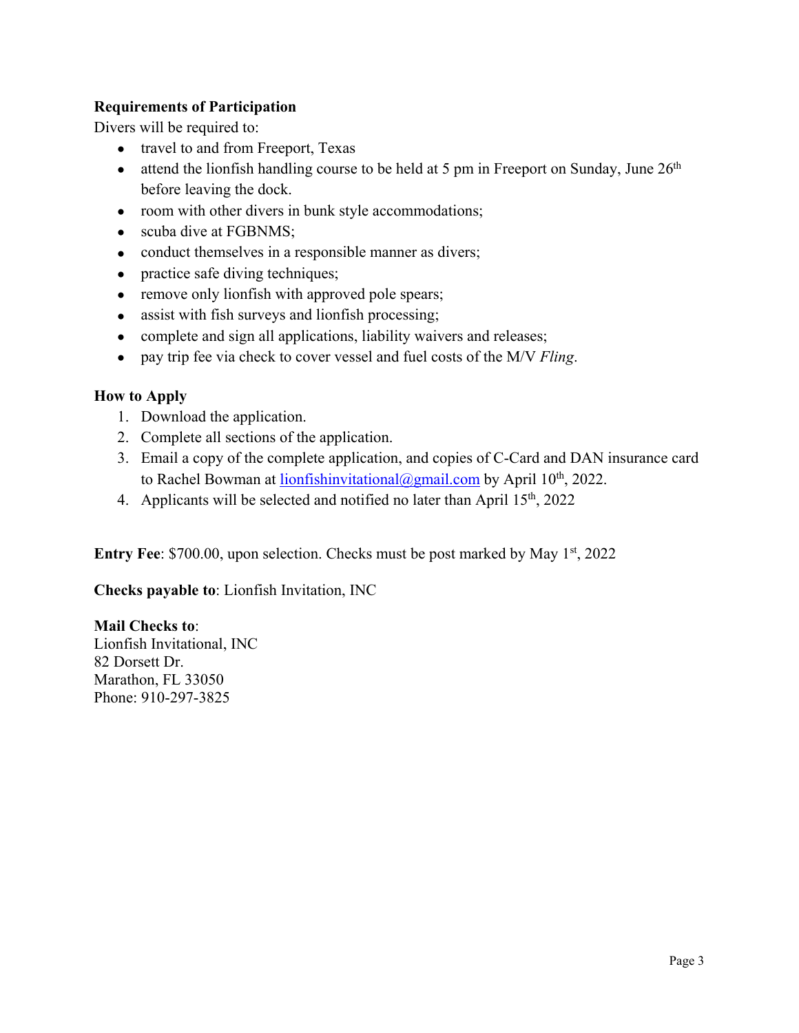**Requirements of Participation**

Divers will be required to:

- travel to and from Freeport, Texas
- attend the lionfish handling course to be held at 5 pm in Freeport on Sunday, June 26th before leaving the dock.
- room with other divers in bunk style accommodations;
- scuba dive at FGBNMS;
- conduct themselves in a responsible manner as divers;
- practice safe diving techniques;
- remove only lionfish with approved pole spears;
- assist with fish surveys and lionfish processing;
- complete and sign all applications, liability waivers and releases;
- pay trip fee via check to cover vessel and fuel costs of the M/V *Fling*.

**How to Apply**

1. Download the application.
2. Complete all sections of the application.
3. Email a copy of the complete application, and copies of C-Card and DAN insurance card to Rachel Bowman at lionfishinvitational@gmail.com by April 10th, 2022.
4. Applicants will be selected and notified no later than April 15th, 2022

**Entry Fee**: $700.00, upon selection. Checks must be post marked by May 1st, 2022

**Checks payable to**: Lionfish Invitation, INC

**Mail Checks to**:
Lionfish Invitational, INC
82 Dorsett Dr.
Marathon, FL 33050
Phone: 910-297-3825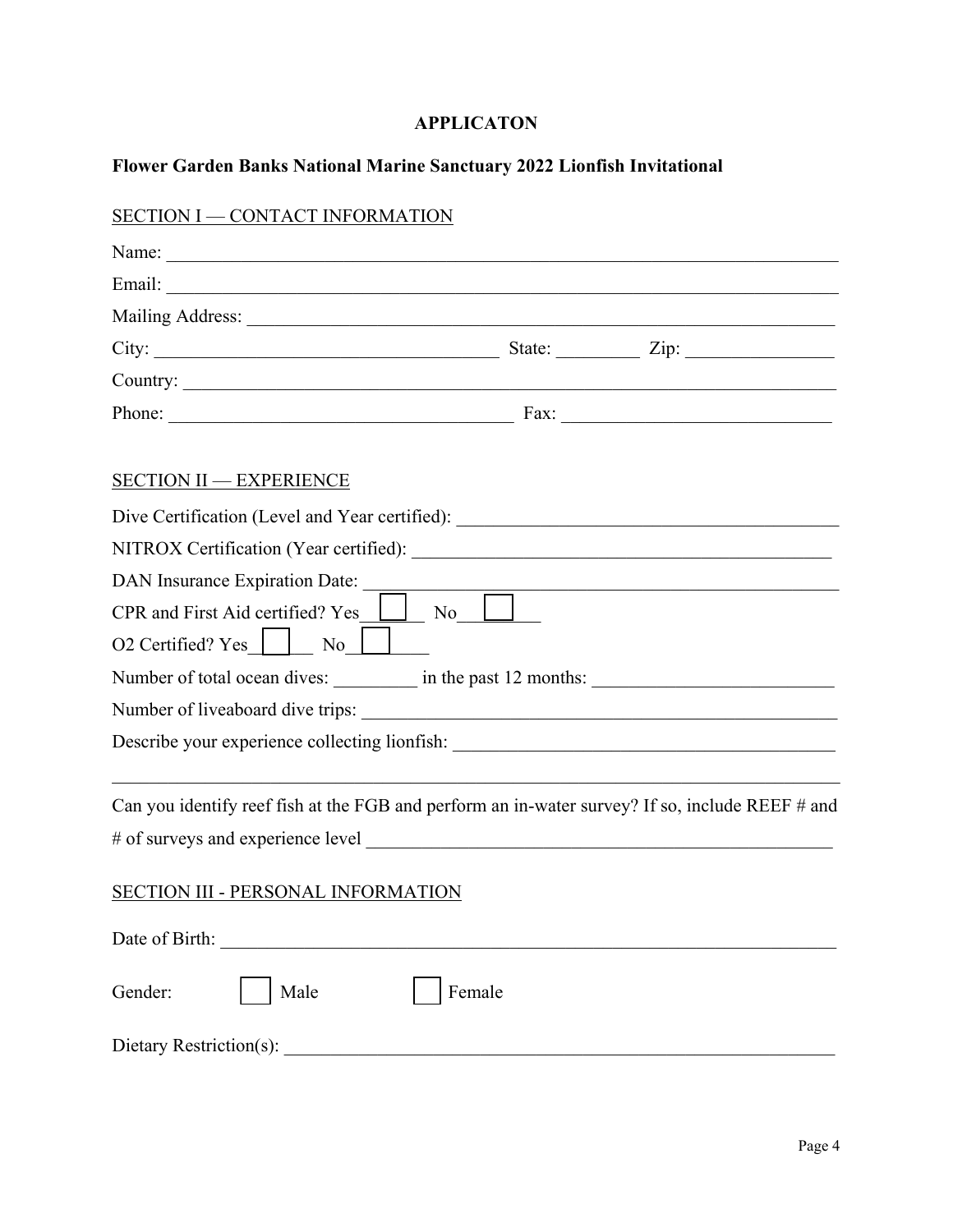**APPLICATON**

**Flower Garden Banks National Marine Sanctuary 2022 Lionfish Invitational**

SECTION I — CONTACT INFORMATION

Name: ___________________________________________________________________________

Email: ___________________________________________________________________________

Mailing Address: __________________________________________________________________

City: ______________________________________ State: _________ Zip: ________________

Country: _________________________________________________________________________

Phone: _____________________________________ Fax: _____________________________

SECTION II — EXPERIENCE

Dive Certification (Level and Year certified): __________________________________________

NITROX Certification (Year certified): _______________________________________________

DAN Insurance Expiration Date: ____________________________________________________

CPR and First Aid certified? Yes ☐ No ☐

O2 Certified? Yes ☐ No ☐

Number of total ocean dives: _________ in the past 12 months: __________________________

Number of liveaboard dive trips: ____________________________________________________

Describe your experience collecting lionfish: __________________________________________

_________________________________________________________________________________

Can you identify reef fish at the FGB and perform an in-water survey? If so, include REEF # and # of surveys and experience level _____________________________________________________

SECTION III - PERSONAL INFORMATION

Date of Birth: ____________________________________________________________________

Gender: ☐ Male ☐ Female

Dietary Restriction(s): _____________________________________________________________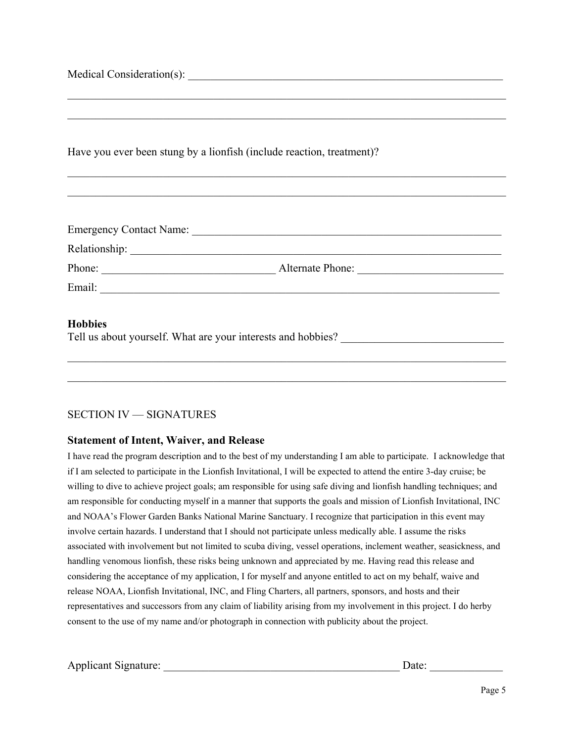Medical Consideration(s): ____________________________________________________________

________________________________________________________________________________

________________________________________________________________________________

Have you ever been stung by a lionfish (include reaction, treatment)?

________________________________________________________________________________

________________________________________________________________________________

Emergency Contact Name: ______________________________________________________

Relationship: ______________________________________________________________

Phone: _______________________________ Alternate Phone: __________________________

Email: ____________________________________________________________________

**Hobbies**

Tell us about yourself. What are your interests and hobbies? ____________________________

________________________________________________________________________________

________________________________________________________________________________

SECTION IV — SIGNATURES

### Statement of Intent, Waiver, and Release

I have read the program description and to the best of my understanding I am able to participate. I acknowledge that if I am selected to participate in the Lionfish Invitational, I will be expected to attend the entire 3-day cruise; be willing to dive to achieve project goals; am responsible for using safe diving and lionfish handling techniques; and am responsible for conducting myself in a manner that supports the goals and mission of Lionfish Invitational, INC and NOAA's Flower Garden Banks National Marine Sanctuary. I recognize that participation in this event may involve certain hazards. I understand that I should not participate unless medically able. I assume the risks associated with involvement but not limited to scuba diving, vessel operations, inclement weather, seasickness, and handling venomous lionfish, these risks being unknown and appreciated by me. Having read this release and considering the acceptance of my application, I for myself and anyone entitled to act on my behalf, waive and release NOAA, Lionfish Invitational, INC, and Fling Charters, all partners, sponsors, and hosts and their representatives and successors from any claim of liability arising from my involvement in this project. I do herby consent to the use of my name and/or photograph in connection with publicity about the project.

Applicant Signature: ___________________________________________ Date: _____________